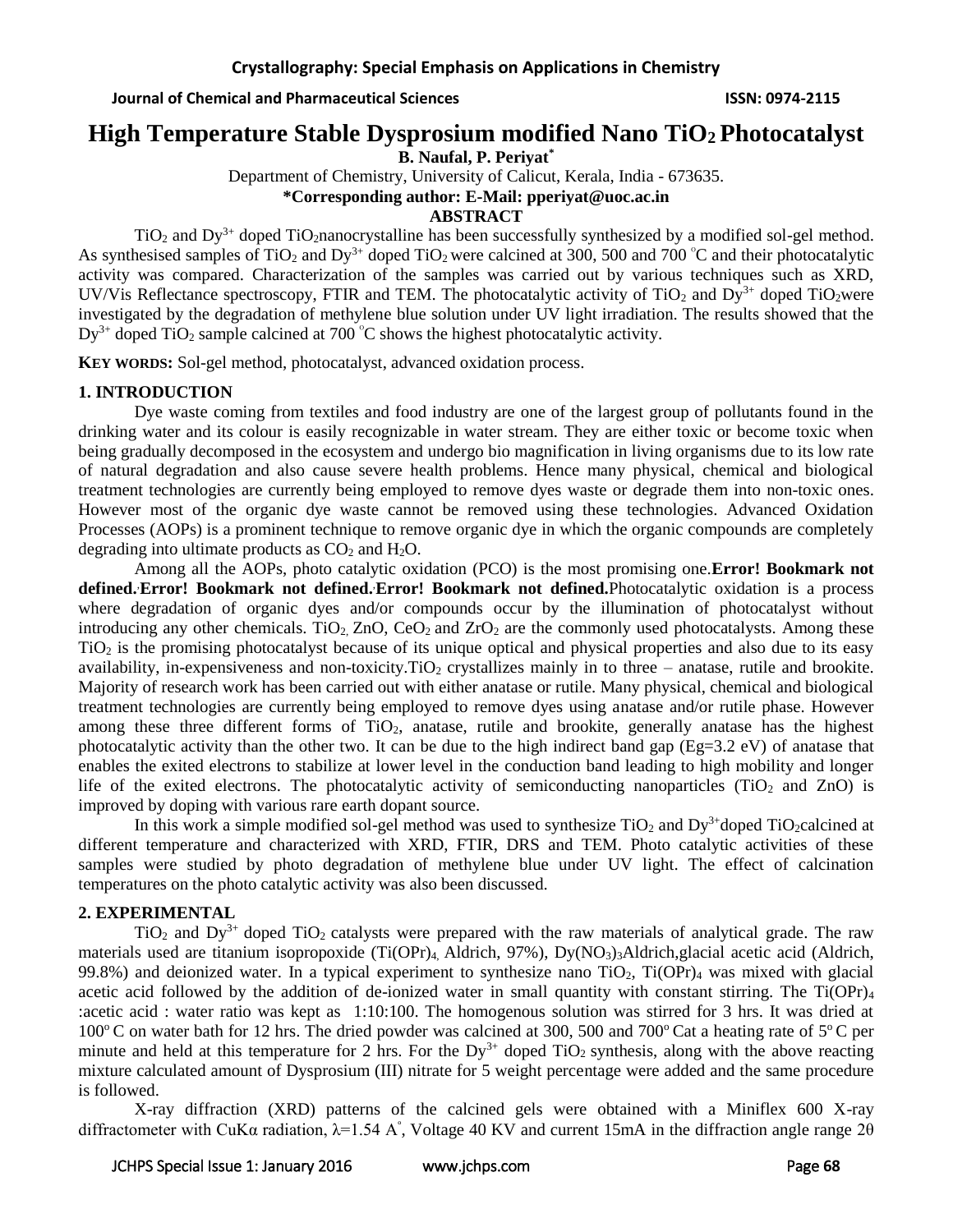# High Temperature Stable Dysprosium modified Nano $TiO_2$ Photocatalyst

**B. Naufal, P. Periyat***

Department of Chemistry, University of Calicut, Kerala, India - 673635.

**\*Corresponding author: E-Mail: pperiyat@uoc.ac.in**

## ABSTRACT

$TiO_2$ and $Dy^{3+}$ doped $TiO_2$nanocrystalline has been successfully synthesized by a modified sol-gel method. As synthesised samples of $TiO_2$ and $Dy^{3+}$ doped $TiO_2$ were calcined at 300, 500 and 700 °C and their photocatalytic activity was compared. Characterization of the samples was carried out by various techniques such as XRD, UV/Vis Reflectance spectroscopy, FTIR and TEM. The photocatalytic activity of $TiO_2$ and $Dy^{3+}$ doped $TiO_2$were investigated by the degradation of methylene blue solution under UV light irradiation. The results showed that the $Dy^{3+}$ doped $TiO_2$ sample calcined at 700 °C shows the highest photocatalytic activity.

**KEY WORDS:** Sol-gel method, photocatalyst, advanced oxidation process.

## 1. INTRODUCTION

Dye waste coming from textiles and food industry are one of the largest group of pollutants found in the drinking water and its colour is easily recognizable in water stream. They are either toxic or become toxic when being gradually decomposed in the ecosystem and undergo bio magnification in living organisms due to its low rate of natural degradation and also cause severe health problems. Hence many physical, chemical and biological treatment technologies are currently being employed to remove dyes waste or degrade them into non-toxic ones. However most of the organic dye waste cannot be removed using these technologies. Advanced Oxidation Processes (AOPs) is a prominent technique to remove organic dye in which the organic compounds are completely degrading into ultimate products as $CO_2$ and $H_2O$.

Among all the AOPs, photo catalytic oxidation (PCO) is the most promising one.**Error! Bookmark not defined.**,**Error! Bookmark not defined.**,**Error! Bookmark not defined.**Photocatalytic oxidation is a process where degradation of organic dyes and/or compounds occur by the illumination of photocatalyst without introducing any other chemicals. $TiO_2$, ZnO, $CeO_2$ and $ZrO_2$ are the commonly used photocatalysts. Among these $TiO_2$ is the promising photocatalyst because of its unique optical and physical properties and also due to its easy availability, in-expensiveness and non-toxicity.$TiO_2$ crystallizes mainly in to three – anatase, rutile and brookite. Majority of research work has been carried out with either anatase or rutile. Many physical, chemical and biological treatment technologies are currently being employed to remove dyes using anatase and/or rutile phase. However among these three different forms of $TiO_2$, anatase, rutile and brookite, generally anatase has the highest photocatalytic activity than the other two. It can be due to the high indirect band gap (Eg=3.2 eV) of anatase that enables the exited electrons to stabilize at lower level in the conduction band leading to high mobility and longer life of the exited electrons. The photocatalytic activity of semiconducting nanoparticles ($TiO_2$ and ZnO) is improved by doping with various rare earth dopant source.

In this work a simple modified sol-gel method was used to synthesize $TiO_2$ and $Dy^{3+}$doped $TiO_2$calcined at different temperature and characterized with XRD, FTIR, DRS and TEM. Photo catalytic activities of these samples were studied by photo degradation of methylene blue under UV light. The effect of calcination temperatures on the photo catalytic activity was also been discussed.

## 2. EXPERIMENTAL

$TiO_2$ and $Dy^{3+}$ doped $TiO_2$ catalysts were prepared with the raw materials of analytical grade. The raw materials used are titanium isopropoxide ($Ti(OPr)_4$, Aldrich, 97%), $Dy(NO_3)_3$Aldrich,glacial acetic acid (Aldrich, 99.8%) and deionized water. In a typical experiment to synthesize nano $TiO_2$, $Ti(OPr)_4$ was mixed with glacial acetic acid followed by the addition of de-ionized water in small quantity with constant stirring. The $Ti(OPr)_4$ :acetic acid : water ratio was kept as 1:10:100. The homogenous solution was stirred for 3 hrs. It was dried at 100° C on water bath for 12 hrs. The dried powder was calcined at 300, 500 and 700° Cat a heating rate of 5° C per minute and held at this temperature for 2 hrs. For the $Dy^{3+}$ doped $TiO_2$ synthesis, along with the above reacting mixture calculated amount of Dysprosium (III) nitrate for 5 weight percentage were added and the same procedure is followed.

X-ray diffraction (XRD) patterns of the calcined gels were obtained with a Miniflex 600 X-ray diffractometer with CuKα radiation, λ=1.54 A°, Voltage 40 KV and current 15mA in the diffraction angle range 2θ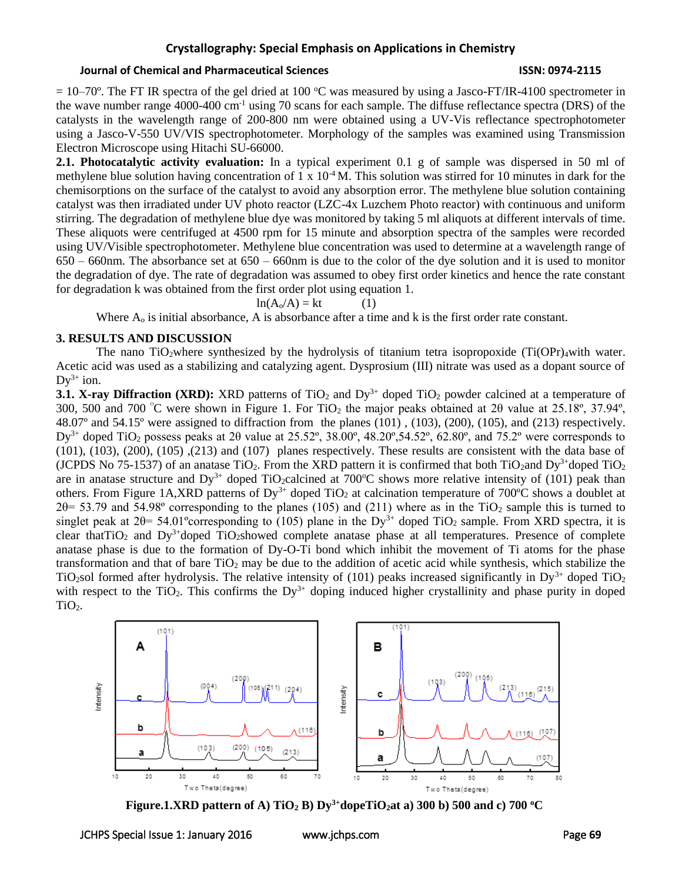= 10–70º. The FT IR spectra of the gel dried at 100 ºC was measured by using a Jasco-FT/IR-4100 spectrometer in the wave number range 4000-400 $cm^{-1}$ using 70 scans for each sample. The diffuse reflectance spectra (DRS) of the catalysts in the wavelength range of 200-800 nm were obtained using a UV-Vis reflectance spectrophotometer using a Jasco-V-550 UV/VIS spectrophotometer. Morphology of the samples was examined using Transmission Electron Microscope using Hitachi SU-66000.

**2.1. Photocatalytic activity evaluation:** In a typical experiment 0.1 g of sample was dispersed in 50 ml of methylene blue solution having concentration of 1 x $10^{-4}$ M. This solution was stirred for 10 minutes in dark for the chemisorptions on the surface of the catalyst to avoid any absorption error. The methylene blue solution containing catalyst was then irradiated under UV photo reactor (LZC-4x Luzchem Photo reactor) with continuous and uniform stirring. The degradation of methylene blue dye was monitored by taking 5 ml aliquots at different intervals of time. These aliquots were centrifuged at 4500 rpm for 15 minute and absorption spectra of the samples were recorded using UV/Visible spectrophotometer. Methylene blue concentration was used to determine at a wavelength range of 650 – 660nm. The absorbance set at 650 – 660nm is due to the color of the dye solution and it is used to monitor the degradation of dye. The rate of degradation was assumed to obey first order kinetics and hence the rate constant for degradation k was obtained from the first order plot using equation 1.

$$\ln(A_o/A) = kt \qquad (1)$$

Where $A_o$ is initial absorbance, A is absorbance after a time and k is the first order rate constant.

## 3. RESULTS AND DISCUSSION

The nano $TiO_2$where synthesized by the hydrolysis of titanium tetra isopropoxide ($Ti(OPr)_4$with water. Acetic acid was used as a stabilizing and catalyzing agent. Dysprosium (III) nitrate was used as a dopant source of $Dy^{3+}$ ion.

**3.1. X-ray Diffraction (XRD):** XRD patterns of $TiO_2$ and $Dy^{3+}$ doped $TiO_2$ powder calcined at a temperature of 300, 500 and 700 °C were shown in Figure 1. For $TiO_2$ the major peaks obtained at 2θ value at 25.18º, 37.94º, 48.07º and 54.15º were assigned to diffraction from the planes (101) , (103), (200), (105), and (213) respectively. $Dy^{3+}$ doped $TiO_2$ possess peaks at 2θ value at 25.52º, 38.00º, 48.20º,54.52º, 62.80º, and 75.2º were corresponds to (101), (103), (200), (105) ,(213) and (107) planes respectively. These results are consistent with the data base of (JCPDS No 75-1537) of an anatase $TiO_2$. From the XRD pattern it is confirmed that both $TiO_2$and $Dy^{3+}$doped $TiO_2$ are in anatase structure and $Dy^{3+}$ doped $TiO_2$calcined at 700ºC shows more relative intensity of (101) peak than others. From Figure 1A,XRD patterns of $Dy^{3+}$ doped $TiO_2$ at calcination temperature of 700ºC shows a doublet at 2θ= 53.79 and 54.98º corresponding to the planes (105) and (211) where as in the $TiO_2$ sample this is turned to singlet peak at 2θ= 54.01ºcorresponding to (105) plane in the $Dy^{3+}$ doped $TiO_2$ sample. From XRD spectra, it is clear that$TiO_2$ and $Dy^{3+}$doped $TiO_2$showed complete anatase phase at all temperatures. Presence of complete anatase phase is due to the formation of Dy-O-Ti bond which inhibit the movement of Ti atoms for the phase transformation and that of bare $TiO_2$ may be due to the addition of acetic acid while synthesis, which stabilize the $TiO_2$sol formed after hydrolysis. The relative intensity of (101) peaks increased significantly in $Dy^{3+}$ doped $TiO_2$ with respect to the $TiO_2$. This confirms the $Dy^{3+}$ doping induced higher crystallinity and phase purity in doped $TiO_2$.

**Figure.1.XRD pattern of A) $TiO_2$ B) $Dy^{3+}$dope$TiO_2$at a) 300 b) 500 and c) 700 ºC**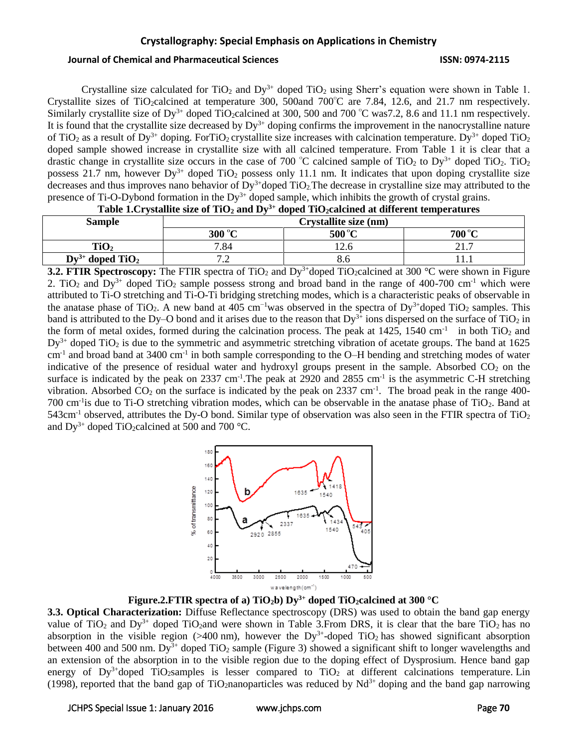Crystalline size calculated for $TiO_2$ and $Dy^{3+}$ doped $TiO_2$ using Sherr's equation were shown in Table 1. Crystallite sizes of $TiO_2$calcined at temperature 300, 500and 700°C are 7.84, 12.6, and 21.7 nm respectively. Similarly crystallite size of $Dy^{3+}$ doped $TiO_2$calcined at 300, 500 and 700 °C was7.2, 8.6 and 11.1 nm respectively. It is found that the crystallite size decreased by $Dy^{3+}$ doping confirms the improvement in the nanocrystalline nature of $TiO_2$ as a result of $Dy^{3+}$ doping. For$TiO_2$ crystallite size increases with calcination temperature. $Dy^{3+}$ doped $TiO_2$ doped sample showed increase in crystallite size with all calcined temperature. From Table 1 it is clear that a drastic change in crystallite size occurs in the case of 700 °C calcined sample of $TiO_2$ to $Dy^{3+}$ doped $TiO_2$. $TiO_2$ possess 21.7 nm, however $Dy^{3+}$ doped $TiO_2$ possess only 11.1 nm. It indicates that upon doping crystallite size decreases and thus improves nano behavior of $Dy^{3+}$doped $TiO_2$.The decrease in crystalline size may attributed to the presence of Ti-O-Dybond formation in the $Dy^{3+}$ doped sample, which inhibits the growth of crystal grains.

**Table 1.Crystallite size of $TiO_2$ and $Dy^{3+}$ doped $TiO_2$calcined at different temperatures**

| Sample | Crystallite size (nm) | | |
|---|---|---|---|
| | 300 °C | 500 °C | 700 °C |
| $TiO_2$ | 7.84 | 12.6 | 21.7 |
| $Dy^{3+}$ doped $TiO_2$ | 7.2 | 8.6 | 11.1 |

**3.2. FTIR Spectroscopy:** The FTIR spectra of $TiO_2$ and $Dy^{3+}$doped $TiO_2$calcined at 300 °C were shown in Figure 2. $TiO_2$ and $Dy^{3+}$ doped $TiO_2$ sample possess strong and broad band in the range of 400-700 $cm^{-1}$ which were attributed to Ti-O stretching and Ti-O-Ti bridging stretching modes, which is a characteristic peaks of observable in the anatase phase of $TiO_2$. A new band at 405 $cm^{-1}$was observed in the spectra of $Dy^{3+}$doped $TiO_2$ samples. This band is attributed to the Dy–O bond and it arises due to the reason that $Dy^{3+}$ ions dispersed on the surface of $TiO_2$ in the form of metal oxides, formed during the calcination process. The peak at 1425, 1540 $cm^{-1}$ in both $TiO_2$ and $Dy^{3+}$ doped $TiO_2$ is due to the symmetric and asymmetric stretching vibration of acetate groups. The band at 1625 $cm^{-1}$ and broad band at 3400 $cm^{-1}$ in both sample corresponding to the O–H bending and stretching modes of water indicative of the presence of residual water and hydroxyl groups present in the sample. Absorbed $CO_2$ on the surface is indicated by the peak on 2337 $cm^{-1}$.The peak at 2920 and 2855 $cm^{-1}$ is the asymmetric C-H stretching vibration. Absorbed $CO_2$ on the surface is indicated by the peak on 2337 $cm^{-1}$. The broad peak in the range 400-700 $cm^{-1}$is due to Ti-O stretching vibration modes, which can be observable in the anatase phase of $TiO_2$. Band at 543$cm^{-1}$ observed, attributes the Dy-O bond. Similar type of observation was also seen in the FTIR spectra of $TiO_2$ and $Dy^{3+}$ doped $TiO_2$calcined at 500 and 700 °C.

**Figure.2.FTIR spectra of a) $TiO_2$b) $Dy^{3+}$ doped $TiO_2$calcined at 300 °C**

**3.3. Optical Characterization:** Diffuse Reflectance spectroscopy (DRS) was used to obtain the band gap energy value of $TiO_2$ and $Dy^{3+}$ doped $TiO_2$and were shown in Table 3.From DRS, it is clear that the bare $TiO_2$ has no absorption in the visible region (>400 nm), however the $Dy^{3+}$-doped $TiO_2$ has showed significant absorption between 400 and 500 nm. $Dy^{3+}$ doped $TiO_2$ sample (Figure 3) showed a significant shift to longer wavelengths and an extension of the absorption in to the visible region due to the doping effect of Dysprosium. Hence band gap energy of $Dy^{3+}$doped $TiO_2$samples is lesser compared to $TiO_2$ at different calcinations temperature. Lin (1998), reported that the band gap of $TiO_2$nanoparticles was reduced by $Nd^{3+}$ doping and the band gap narrowing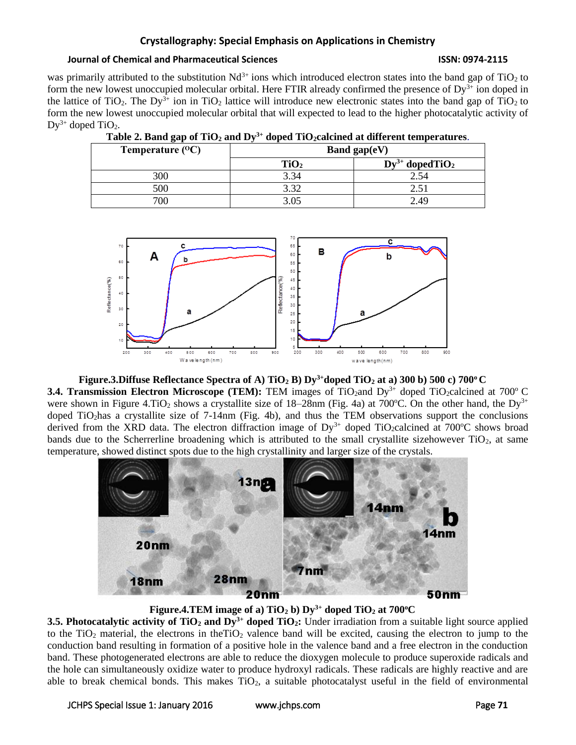was primarily attributed to the substitution $Nd^{3+}$ ions which introduced electron states into the band gap of $TiO_2$ to form the new lowest unoccupied molecular orbital. Here FTIR already confirmed the presence of $Dy^{3+}$ ion doped in the lattice of $TiO_2$. The $Dy^{3+}$ ion in $TiO_2$ lattice will introduce new electronic states into the band gap of $TiO_2$ to form the new lowest unoccupied molecular orbital that will expected to lead to the higher photocatalytic activity of $Dy^{3+}$ doped $TiO_2$.

**Table 2. Band gap of $TiO_2$ and $Dy^{3+}$ doped $TiO_2$calcined at different temperatures.**

| Temperature (°C) | Band gap(eV) | |
|---|---|---|
| | $TiO_2$ | $Dy^{3+}$ doped$TiO_2$ |
| 300 | 3.34 | 2.54 |
| 500 | 3.32 | 2.51 |
| 700 | 3.05 | 2.49 |

**Figure.3.Diffuse Reflectance Spectra of A) $TiO_2$ B) $Dy^{3+}$doped $TiO_2$ at a) 300 b) 500 c) 700° C**

**3.4. Transmission Electron Microscope (TEM):** TEM images of $TiO_2$and $Dy^{3+}$ doped $TiO_2$calcined at 700° C were shown in Figure 4.$TiO_2$ shows a crystallite size of 18–28nm (Fig. 4a) at 700°C. On the other hand, the $Dy^{3+}$ doped $TiO_2$has a crystallite size of 7-14nm (Fig. 4b), and thus the TEM observations support the conclusions derived from the XRD data. The electron diffraction image of $Dy^{3+}$ doped $TiO_2$calcined at 700°C shows broad bands due to the Scherrerline broadening which is attributed to the small crystallite sizehowever $TiO_2$, at same temperature, showed distinct spots due to the high crystallinity and larger size of the crystals.

**Figure.4.TEM image of a) $TiO_2$ b) $Dy^{3+}$ doped $TiO_2$ at 700°C**

**3.5. Photocatalytic activity of $TiO_2$ and $Dy^{3+}$ doped $TiO_2$:** Under irradiation from a suitable light source applied to the $TiO_2$ material, the electrons in the$TiO_2$ valence band will be excited, causing the electron to jump to the conduction band resulting in formation of a positive hole in the valence band and a free electron in the conduction band. These photogenerated electrons are able to reduce the dioxygen molecule to produce superoxide radicals and the hole can simultaneously oxidize water to produce hydroxyl radicals. These radicals are highly reactive and are able to break chemical bonds. This makes $TiO_2$, a suitable photocatalyst useful in the field of environmental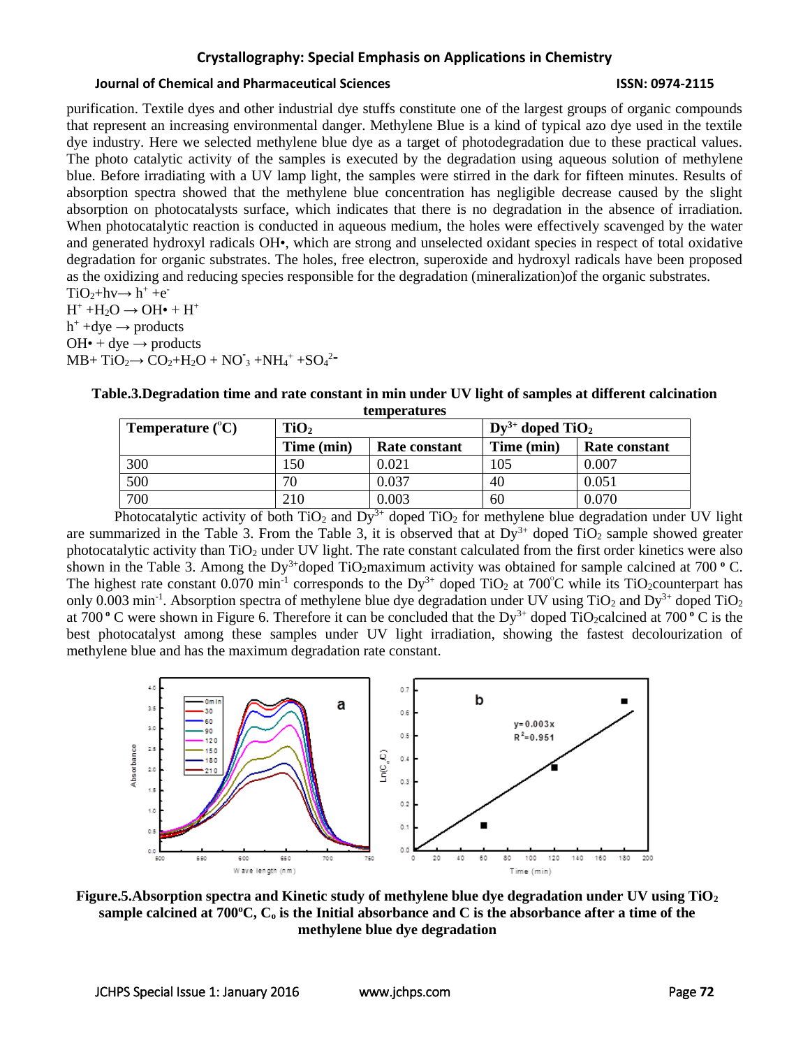purification. Textile dyes and other industrial dye stuffs constitute one of the largest groups of organic compounds that represent an increasing environmental danger. Methylene Blue is a kind of typical azo dye used in the textile dye industry. Here we selected methylene blue dye as a target of photodegradation due to these practical values. The photo catalytic activity of the samples is executed by the degradation using aqueous solution of methylene blue. Before irradiating with a UV lamp light, the samples were stirred in the dark for fifteen minutes. Results of absorption spectra showed that the methylene blue concentration has negligible decrease caused by the slight absorption on photocatalysts surface, which indicates that there is no degradation in the absence of irradiation. When photocatalytic reaction is conducted in aqueous medium, the holes were effectively scavenged by the water and generated hydroxyl radicals OH•, which are strong and unselected oxidant species in respect of total oxidative degradation for organic substrates. The holes, free electron, superoxide and hydroxyl radicals have been proposed as the oxidizing and reducing species responsible for the degradation (mineralization)of the organic substrates.

$TiO_2 + h\nu \rightarrow h^+ + e^-$

$H^+ + H_2O \rightarrow OH• + H^+$

$h^+ + dye \rightarrow products$

$OH• + dye \rightarrow products$

$MB + TiO_2 \rightarrow CO_2 + H_2O + NO_3^- + NH_4^+ + SO_4^{2-}$

**Table.3.Degradation time and rate constant in min under UV light of samples at different calcination temperatures**

| Temperature (°C) | $TiO_2$ | | $Dy^{3+}$ doped $TiO_2$ | |
|---|---|---|---|---|
| | Time (min) | Rate constant | Time (min) | Rate constant |
| 300 | 150 | 0.021 | 105 | 0.007 |
| 500 | 70 | 0.037 | 40 | 0.051 |
| 700 | 210 | 0.003 | 60 | 0.070 |

Photocatalytic activity of both $TiO_2$ and $Dy^{3+}$ doped $TiO_2$ for methylene blue degradation under UV light are summarized in the Table 3. From the Table 3, it is observed that at $Dy^{3+}$ doped $TiO_2$ sample showed greater photocatalytic activity than $TiO_2$ under UV light. The rate constant calculated from the first order kinetics were also shown in the Table 3. Among the $Dy^{3+}$doped $TiO_2$maximum activity was obtained for sample calcined at 700 º C. The highest rate constant 0.070 $min^{-1}$ corresponds to the $Dy^{3+}$ doped $TiO_2$ at 700°C while its $TiO_2$counterpart has only 0.003 $min^{-1}$. Absorption spectra of methylene blue dye degradation under UV using $TiO_2$ and $Dy^{3+}$ doped $TiO_2$ at 700 º C were shown in Figure 6. Therefore it can be concluded that the $Dy^{3+}$ doped $TiO_2$calcined at 700 º C is the best photocatalyst among these samples under UV light irradiation, showing the fastest decolourization of methylene blue and has the maximum degradation rate constant.

**Figure.5.Absorption spectra and Kinetic study of methylene blue dye degradation under UV using $TiO_2$ sample calcined at 700ºC, $C_o$ is the Initial absorbance and C is the absorbance after a time of the methylene blue dye degradation**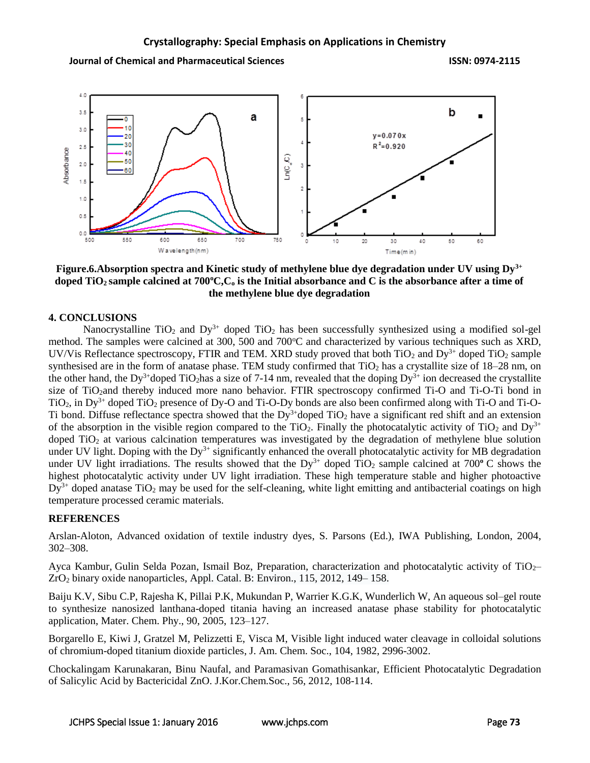**Figure.6.Absorption spectra and Kinetic study of methylene blue dye degradation under UV using $Dy^{3+}$ doped $TiO_2$ sample calcined at 700ºC,$C_o$ is the Initial absorbance and C is the absorbance after a time of the methylene blue dye degradation**

## 4. CONCLUSIONS

Nanocrystalline $TiO_2$ and $Dy^{3+}$ doped $TiO_2$ has been successfully synthesized using a modified sol-gel method. The samples were calcined at 300, 500 and 700ºC and characterized by various techniques such as XRD, UV/Vis Reflectance spectroscopy, FTIR and TEM. XRD study proved that both $TiO_2$ and $Dy^{3+}$ doped $TiO_2$ sample synthesised are in the form of anatase phase. TEM study confirmed that $TiO_2$ has a crystallite size of 18–28 nm, on the other hand, the $Dy^{3+}$doped $TiO_2$has a size of 7-14 nm, revealed that the doping $Dy^{3+}$ ion decreased the crystallite size of $TiO_2$and thereby induced more nano behavior. FTIR spectroscopy confirmed Ti-O and Ti-O-Ti bond in $TiO_2$, in $Dy^{3+}$ doped $TiO_2$ presence of Dy-O and Ti-O-Dy bonds are also been confirmed along with Ti-O and Ti-O-Ti bond. Diffuse reflectance spectra showed that the $Dy^{3+}$doped $TiO_2$ have a significant red shift and an extension of the absorption in the visible region compared to the $TiO_2$. Finally the photocatalytic activity of $TiO_2$ and $Dy^{3+}$ doped $TiO_2$ at various calcination temperatures was investigated by the degradation of methylene blue solution under UV light. Doping with the $Dy^{3+}$ significantly enhanced the overall photocatalytic activity for MB degradation under UV light irradiations. The results showed that the $Dy^{3+}$ doped $TiO_2$ sample calcined at 700º C shows the highest photocatalytic activity under UV light irradiation. These high temperature stable and higher photoactive $Dy^{3+}$ doped anatase $TiO_2$ may be used for the self-cleaning, white light emitting and antibacterial coatings on high temperature processed ceramic materials.

## REFERENCES

Arslan-Aloton, Advanced oxidation of textile industry dyes, S. Parsons (Ed.), IWA Publishing, London, 2004, 302–308.

Ayca Kambur, Gulin Selda Pozan, Ismail Boz, Preparation, characterization and photocatalytic activity of $TiO_2$–$ZrO_2$ binary oxide nanoparticles, Appl. Catal. B: Environ., 115, 2012, 149– 158.

Baiju K.V, Sibu C.P, Rajesha K, Pillai P.K, Mukundan P, Warrier K.G.K, Wunderlich W, An aqueous sol–gel route to synthesize nanosized lanthana-doped titania having an increased anatase phase stability for photocatalytic application, Mater. Chem. Phy., 90, 2005, 123–127.

Borgarello E, Kiwi J, Gratzel M, Pelizzetti E, Visca M, Visible light induced water cleavage in colloidal solutions of chromium-doped titanium dioxide particles, J. Am. Chem. Soc., 104, 1982, 2996-3002.

Chockalingam Karunakaran, Binu Naufal, and Paramasivan Gomathisankar, Efficient Photocatalytic Degradation of Salicylic Acid by Bactericidal ZnO. J.Kor.Chem.Soc., 56, 2012, 108-114.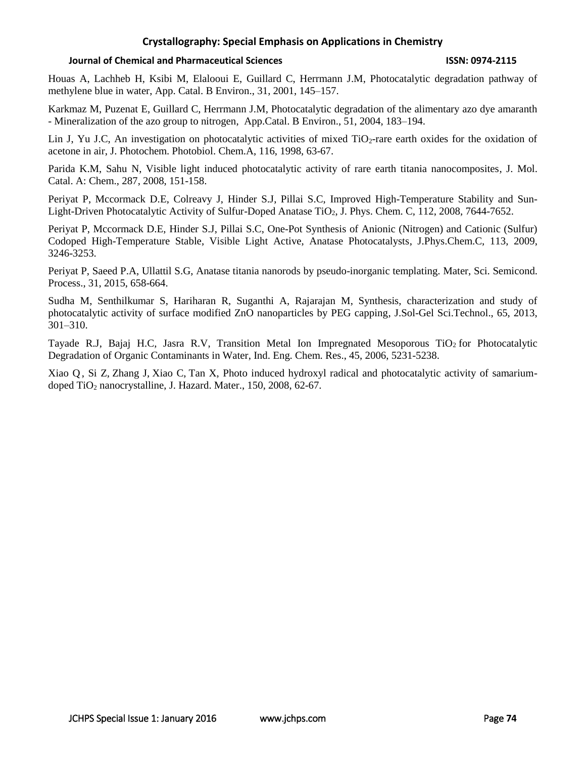Houas A, Lachheb H, Ksibi M, Elalooui E, Guillard C, Herrmann J.M, Photocatalytic degradation pathway of methylene blue in water, App. Catal. B Environ., 31, 2001, 145–157.

Karkmaz M, Puzenat E, Guillard C, Herrmann J.M, Photocatalytic degradation of the alimentary azo dye amaranth - Mineralization of the azo group to nitrogen, App.Catal. B Environ., 51, 2004, 183–194.

Lin J, Yu J.C, An investigation on photocatalytic activities of mixed $TiO_2$-rare earth oxides for the oxidation of acetone in air, J. Photochem. Photobiol. Chem.A, 116, 1998, 63-67.

Parida K.M, Sahu N, Visible light induced photocatalytic activity of rare earth titania nanocomposites, J. Mol. Catal. A: Chem., 287, 2008, 151-158.

Periyat P, Mccormack D.E, Colreavy J, Hinder S.J, Pillai S.C, Improved High-Temperature Stability and Sun-Light-Driven Photocatalytic Activity of Sulfur-Doped Anatase $TiO_2$, J. Phys. Chem. C, 112, 2008, 7644-7652.

Periyat P, Mccormack D.E, Hinder S.J, Pillai S.C, One-Pot Synthesis of Anionic (Nitrogen) and Cationic (Sulfur) Codoped High-Temperature Stable, Visible Light Active, Anatase Photocatalysts, J.Phys.Chem.C, 113, 2009, 3246-3253.

Periyat P, Saeed P.A, Ullattil S.G, Anatase titania nanorods by pseudo-inorganic templating. Mater, Sci. Semicond. Process., 31, 2015, 658-664.

Sudha M, Senthilkumar S, Hariharan R, Suganthi A, Rajarajan M, Synthesis, characterization and study of photocatalytic activity of surface modified ZnO nanoparticles by PEG capping, J.Sol-Gel Sci.Technol., 65, 2013, 301–310.

Tayade R.J, Bajaj H.C, Jasra R.V, Transition Metal Ion Impregnated Mesoporous $TiO_2$ for Photocatalytic Degradation of Organic Contaminants in Water, Ind. Eng. Chem. Res., 45, 2006, 5231-5238.

Xiao Q , Si Z, Zhang J, Xiao C, Tan X, Photo induced hydroxyl radical and photocatalytic activity of samarium-doped $TiO_2$ nanocrystalline, J. Hazard. Mater., 150, 2008, 62-67.